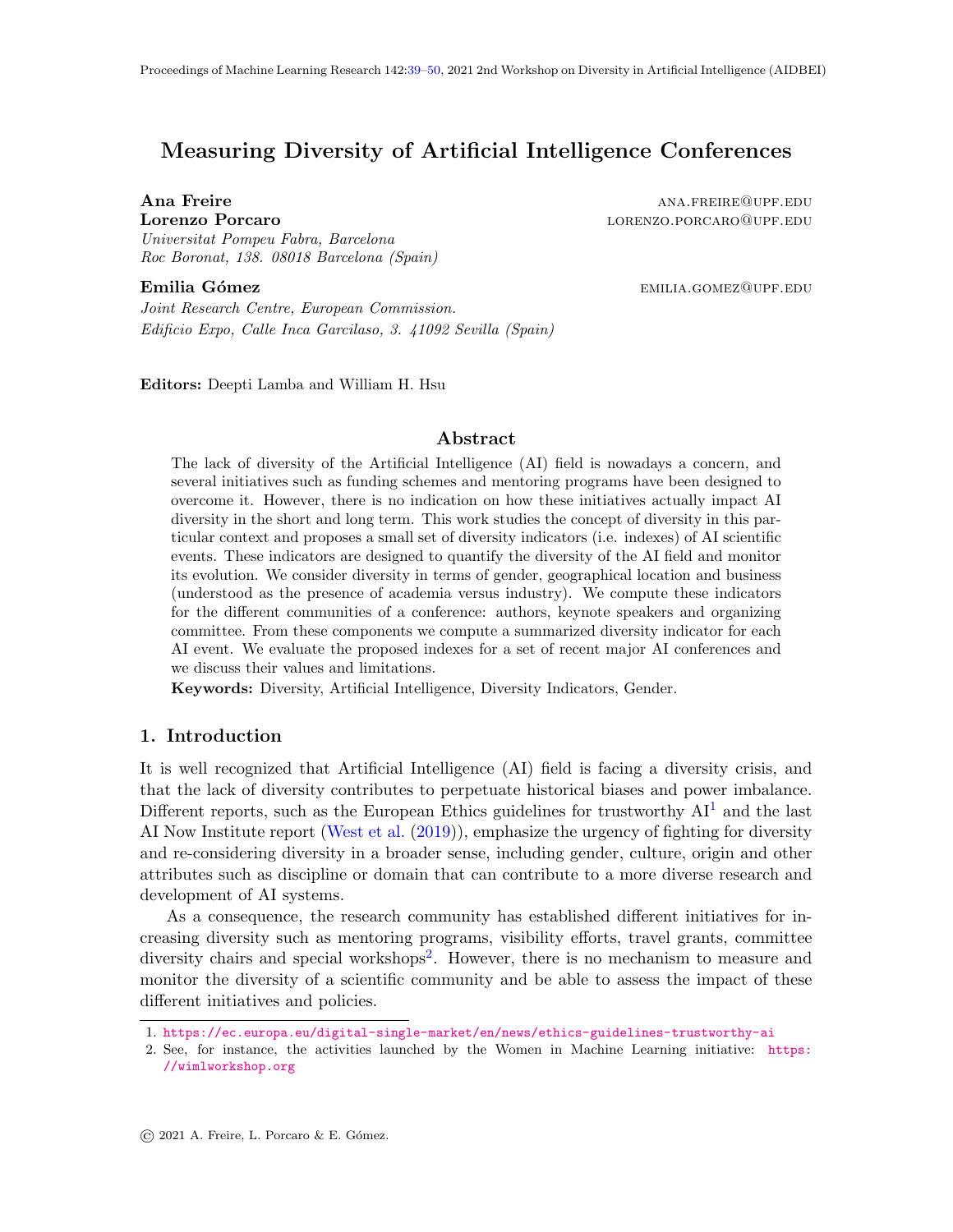# Measuring Diversity of Artificial Intelligence Conferences

**Ana Freire** ANA.FREIRE@UPF.EDU
**Lorenzo Porcaro** LORENZO.PORCARO@UPF.EDU
*Universitat Pompeu Fabra, Barcelona*
*Roc Boronat, 138. 08018 Barcelona (Spain)*

**Emilia Gómez** EMILIA.GOMEZ@UPF.EDU
*Joint Research Centre, European Commission.*
*Edificio Expo, Calle Inca Garcilaso, 3. 41092 Sevilla (Spain)*

**Editors:** Deepti Lamba and William H. Hsu

## Abstract

The lack of diversity of the Artificial Intelligence (AI) field is nowadays a concern, and several initiatives such as funding schemes and mentoring programs have been designed to overcome it. However, there is no indication on how these initiatives actually impact AI diversity in the short and long term. This work studies the concept of diversity in this particular context and proposes a small set of diversity indicators (i.e. indexes) of AI scientific events. These indicators are designed to quantify the diversity of the AI field and monitor its evolution. We consider diversity in terms of gender, geographical location and business (understood as the presence of academia versus industry). We compute these indicators for the different communities of a conference: authors, keynote speakers and organizing committee. From these components we compute a summarized diversity indicator for each AI event. We evaluate the proposed indexes for a set of recent major AI conferences and we discuss their values and limitations.

**Keywords:** Diversity, Artificial Intelligence, Diversity Indicators, Gender.

## 1. Introduction

It is well recognized that Artificial Intelligence (AI) field is facing a diversity crisis, and that the lack of diversity contributes to perpetuate historical biases and power imbalance. Different reports, such as the European Ethics guidelines for trustworthy AI[1] and the last AI Now Institute report (West et al. (2019)), emphasize the urgency of fighting for diversity and re-considering diversity in a broader sense, including gender, culture, origin and other attributes such as discipline or domain that can contribute to a more diverse research and development of AI systems.

As a consequence, the research community has established different initiatives for increasing diversity such as mentoring programs, visibility efforts, travel grants, committee diversity chairs and special workshops[2]. However, there is no mechanism to measure and monitor the diversity of a scientific community and be able to assess the impact of these different initiatives and policies.

1. https://ec.europa.eu/digital-single-market/en/news/ethics-guidelines-trustworthy-ai
2. See, for instance, the activities launched by the Women in Machine Learning initiative: https://wimlworkshop.org

© 2021 A. Freire, L. Porcaro & E. Gómez.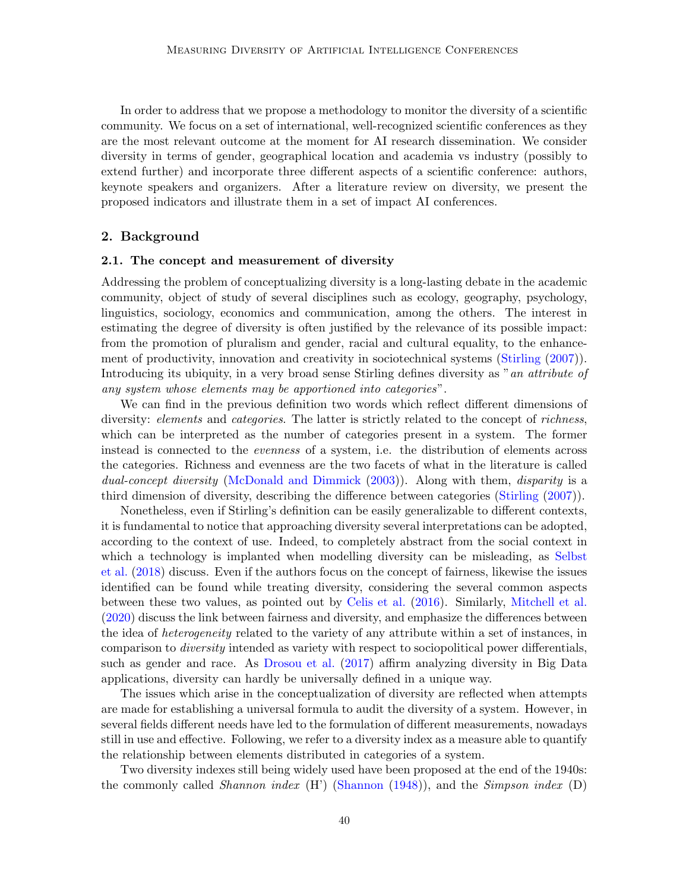In order to address that we propose a methodology to monitor the diversity of a scientific community. We focus on a set of international, well-recognized scientific conferences as they are the most relevant outcome at the moment for AI research dissemination. We consider diversity in terms of gender, geographical location and academia vs industry (possibly to extend further) and incorporate three different aspects of a scientific conference: authors, keynote speakers and organizers. After a literature review on diversity, we present the proposed indicators and illustrate them in a set of impact AI conferences.

## 2. Background

### 2.1. The concept and measurement of diversity

Addressing the problem of conceptualizing diversity is a long-lasting debate in the academic community, object of study of several disciplines such as ecology, geography, psychology, linguistics, sociology, economics and communication, among the others. The interest in estimating the degree of diversity is often justified by the relevance of its possible impact: from the promotion of pluralism and gender, racial and cultural equality, to the enhancement of productivity, innovation and creativity in sociotechnical systems (Stirling (2007)). Introducing its ubiquity, in a very broad sense Stirling defines diversity as "*an attribute of any system whose elements may be apportioned into categories*".

We can find in the previous definition two words which reflect different dimensions of diversity: *elements* and *categories*. The latter is strictly related to the concept of *richness*, which can be interpreted as the number of categories present in a system. The former instead is connected to the *evenness* of a system, i.e. the distribution of elements across the categories. Richness and evenness are the two facets of what in the literature is called *dual-concept diversity* (McDonald and Dimmick (2003)). Along with them, *disparity* is a third dimension of diversity, describing the difference between categories (Stirling (2007)).

Nonetheless, even if Stirling's definition can be easily generalizable to different contexts, it is fundamental to notice that approaching diversity several interpretations can be adopted, according to the context of use. Indeed, to completely abstract from the social context in which a technology is implanted when modelling diversity can be misleading, as Selbst et al. (2018) discuss. Even if the authors focus on the concept of fairness, likewise the issues identified can be found while treating diversity, considering the several common aspects between these two values, as pointed out by Celis et al. (2016). Similarly, Mitchell et al. (2020) discuss the link between fairness and diversity, and emphasize the differences between the idea of *heterogeneity* related to the variety of any attribute within a set of instances, in comparison to *diversity* intended as variety with respect to sociopolitical power differentials, such as gender and race. As Drosou et al. (2017) affirm analyzing diversity in Big Data applications, diversity can hardly be universally defined in a unique way.

The issues which arise in the conceptualization of diversity are reflected when attempts are made for establishing a universal formula to audit the diversity of a system. However, in several fields different needs have led to the formulation of different measurements, nowadays still in use and effective. Following, we refer to a diversity index as a measure able to quantify the relationship between elements distributed in categories of a system.

Two diversity indexes still being widely used have been proposed at the end of the 1940s: the commonly called *Shannon index* (H') (Shannon (1948)), and the *Simpson index* (D)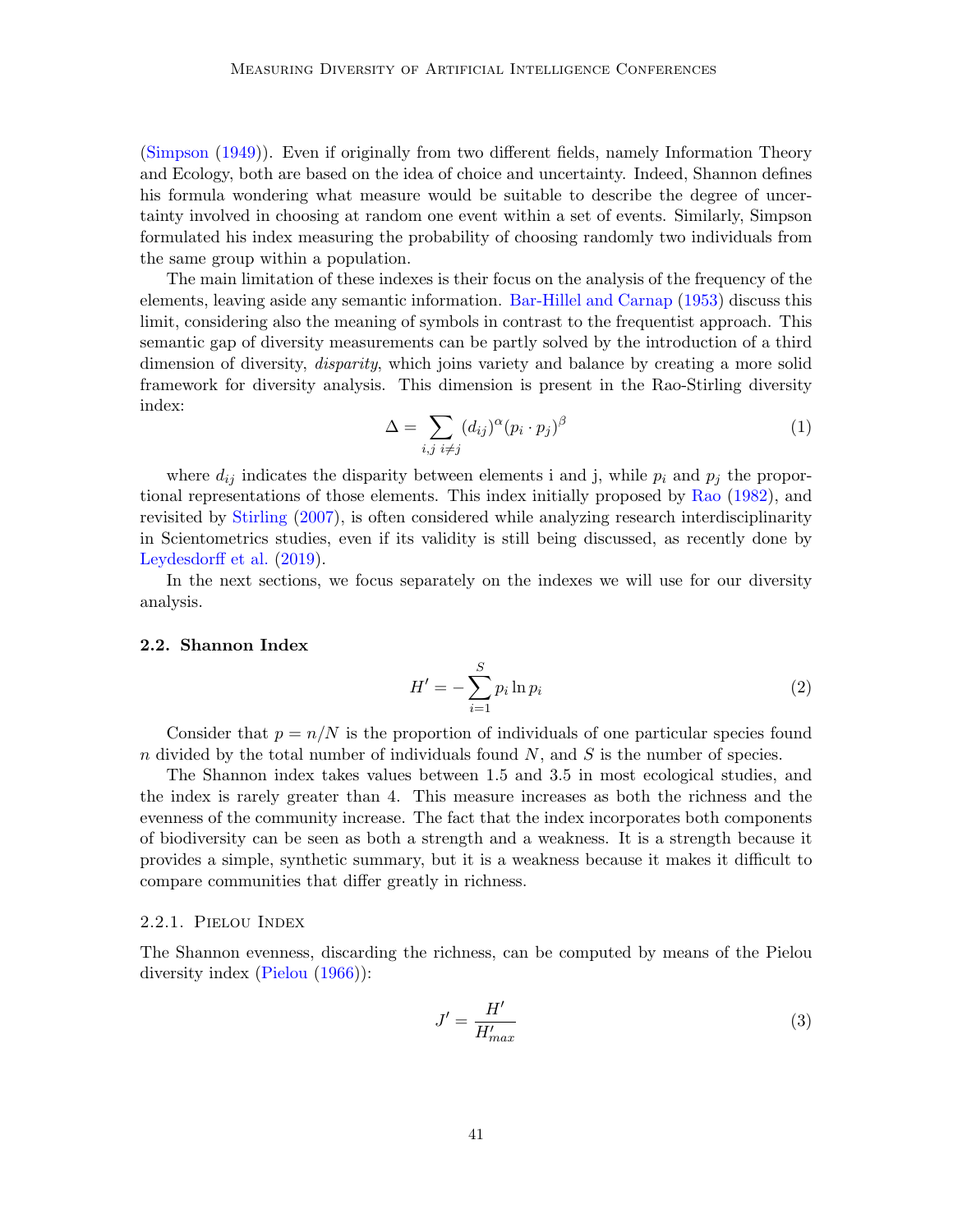(Simpson (1949)). Even if originally from two different fields, namely Information Theory and Ecology, both are based on the idea of choice and uncertainty. Indeed, Shannon defines his formula wondering what measure would be suitable to describe the degree of uncertainty involved in choosing at random one event within a set of events. Similarly, Simpson formulated his index measuring the probability of choosing randomly two individuals from the same group within a population.

The main limitation of these indexes is their focus on the analysis of the frequency of the elements, leaving aside any semantic information. Bar-Hillel and Carnap (1953) discuss this limit, considering also the meaning of symbols in contrast to the frequentist approach. This semantic gap of diversity measurements can be partly solved by the introduction of a third dimension of diversity, *disparity*, which joins variety and balance by creating a more solid framework for diversity analysis. This dimension is present in the Rao-Stirling diversity index:

$$\Delta = \sum_{i,j \; i \neq j} (d_{ij})^{\alpha} (p_i \cdot p_j)^{\beta} \tag{1}$$

where $d_{ij}$ indicates the disparity between elements i and j, while $p_i$ and $p_j$ the proportional representations of those elements. This index initially proposed by Rao (1982), and revisited by Stirling (2007), is often considered while analyzing research interdisciplinarity in Scientometrics studies, even if its validity is still being discussed, as recently done by Leydesdorff et al. (2019).

In the next sections, we focus separately on the indexes we will use for our diversity analysis.

### 2.2. Shannon Index

$$H' = -\sum_{i=1}^{S} p_i \ln p_i \tag{2}$$

Consider that $p = n/N$ is the proportion of individuals of one particular species found $n$ divided by the total number of individuals found $N$, and $S$ is the number of species.

The Shannon index takes values between 1.5 and 3.5 in most ecological studies, and the index is rarely greater than 4. This measure increases as both the richness and the evenness of the community increase. The fact that the index incorporates both components of biodiversity can be seen as both a strength and a weakness. It is a strength because it provides a simple, synthetic summary, but it is a weakness because it makes it difficult to compare communities that differ greatly in richness.

#### 2.2.1. Pielou Index

The Shannon evenness, discarding the richness, can be computed by means of the Pielou diversity index (Pielou (1966)):

$$J' = \frac{H'}{H'_{max}} \tag{3}$$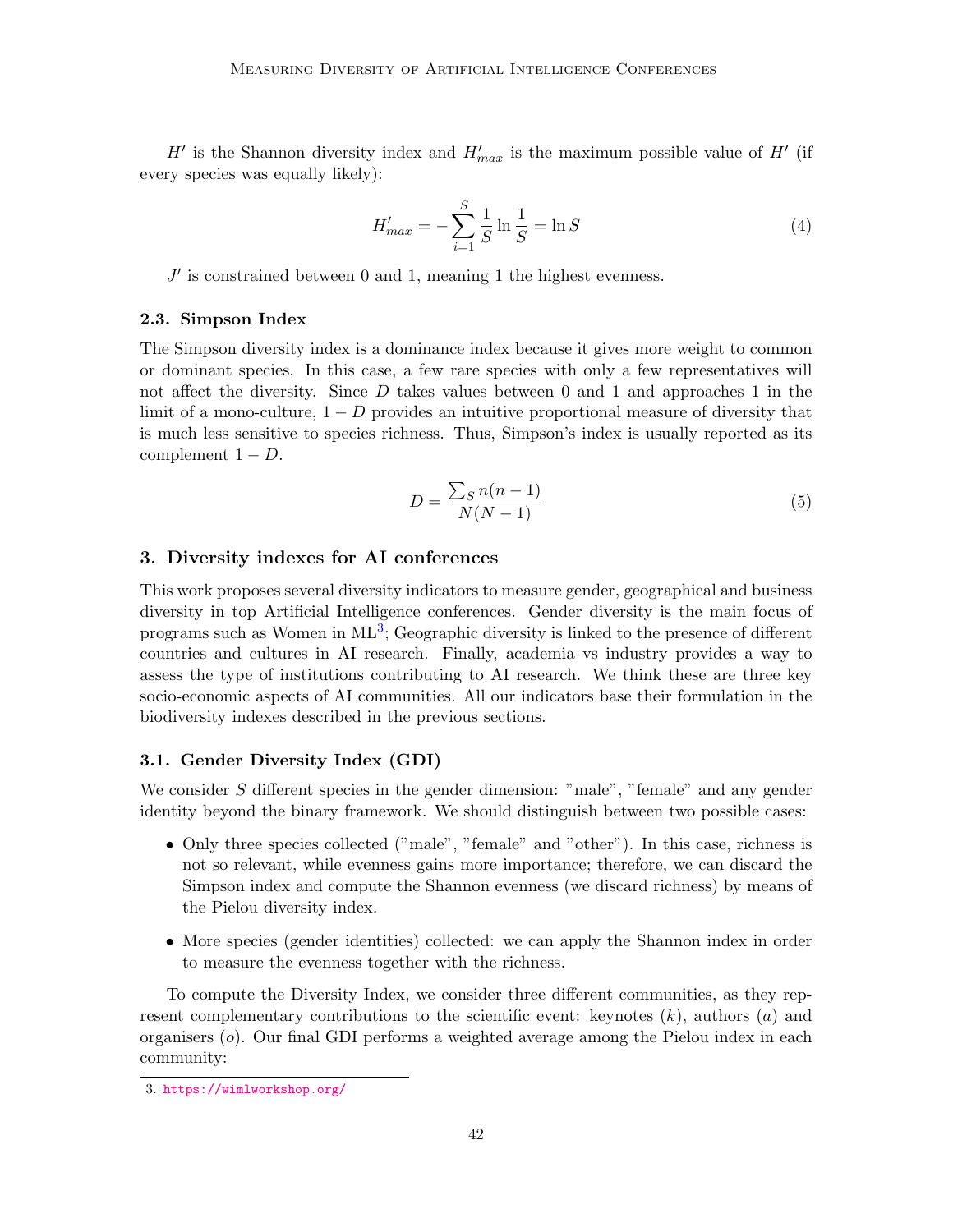$H'$ is the Shannon diversity index and $H'_{max}$ is the maximum possible value of $H'$ (if every species was equally likely):

$$H'_{max} = -\sum_{i=1}^{S} \frac{1}{S} \ln \frac{1}{S} = \ln S \tag{4}$$

$J'$ is constrained between 0 and 1, meaning 1 the highest evenness.

### 2.3. Simpson Index

The Simpson diversity index is a dominance index because it gives more weight to common or dominant species. In this case, a few rare species with only a few representatives will not affect the diversity. Since $D$ takes values between 0 and 1 and approaches 1 in the limit of a mono-culture, $1 - D$ provides an intuitive proportional measure of diversity that is much less sensitive to species richness. Thus, Simpson's index is usually reported as its complement $1 - D$.

$$D = \frac{\sum_S n(n-1)}{N(N-1)} \tag{5}$$

## 3. Diversity indexes for AI conferences

This work proposes several diversity indicators to measure gender, geographical and business diversity in top Artificial Intelligence conferences. Gender diversity is the main focus of programs such as Women in ML[3]; Geographic diversity is linked to the presence of different countries and cultures in AI research. Finally, academia vs industry provides a way to assess the type of institutions contributing to AI research. We think these are three key socio-economic aspects of AI communities. All our indicators base their formulation in the biodiversity indexes described in the previous sections.

### 3.1. Gender Diversity Index (GDI)

We consider $S$ different species in the gender dimension: "male", "female" and any gender identity beyond the binary framework. We should distinguish between two possible cases:

- Only three species collected ("male", "female" and "other"). In this case, richness is not so relevant, while evenness gains more importance; therefore, we can discard the Simpson index and compute the Shannon evenness (we discard richness) by means of the Pielou diversity index.
- More species (gender identities) collected: we can apply the Shannon index in order to measure the evenness together with the richness.

To compute the Diversity Index, we consider three different communities, as they represent complementary contributions to the scientific event: keynotes ($k$), authors ($a$) and organisers ($o$). Our final GDI performs a weighted average among the Pielou index in each community:

3. https://wimlworkshop.org/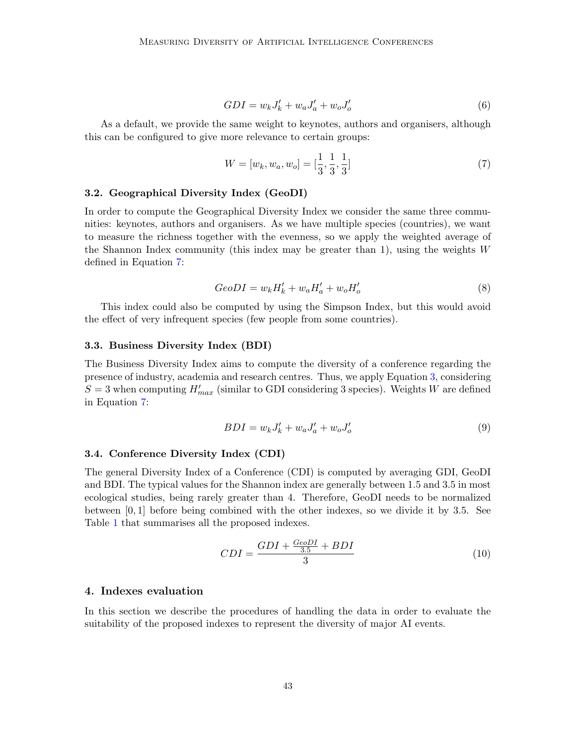$$GDI = w_k J'_k + w_a J'_a + w_o J'_o \tag{6}$$

As a default, we provide the same weight to keynotes, authors and organisers, although this can be configured to give more relevance to certain groups:

$$W = [w_k, w_a, w_o] = [\frac{1}{3}, \frac{1}{3}, \frac{1}{3}] \tag{7}$$

### 3.2. Geographical Diversity Index (GeoDI)

In order to compute the Geographical Diversity Index we consider the same three communities: keynotes, authors and organisers. As we have multiple species (countries), we want to measure the richness together with the evenness, so we apply the weighted average of the Shannon Index community (this index may be greater than 1), using the weights $W$ defined in Equation 7:

$$GeoDI = w_k H'_k + w_a H'_a + w_o H'_o \tag{8}$$

This index could also be computed by using the Simpson Index, but this would avoid the effect of very infrequent species (few people from some countries).

### 3.3. Business Diversity Index (BDI)

The Business Diversity Index aims to compute the diversity of a conference regarding the presence of industry, academia and research centres. Thus, we apply Equation 3, considering $S = 3$ when computing $H'_{max}$ (similar to GDI considering 3 species). Weights $W$ are defined in Equation 7:

$$BDI = w_k J'_k + w_a J'_a + w_o J'_o \tag{9}$$

### 3.4. Conference Diversity Index (CDI)

The general Diversity Index of a Conference (CDI) is computed by averaging GDI, GeoDI and BDI. The typical values for the Shannon index are generally between 1.5 and 3.5 in most ecological studies, being rarely greater than 4. Therefore, GeoDI needs to be normalized between $[0, 1]$ before being combined with the other indexes, so we divide it by 3.5. See Table 1 that summarises all the proposed indexes.

$$CDI = \frac{GDI + \frac{GeoDI}{3.5} + BDI}{3} \tag{10}$$

## 4. Indexes evaluation

In this section we describe the procedures of handling the data in order to evaluate the suitability of the proposed indexes to represent the diversity of major AI events.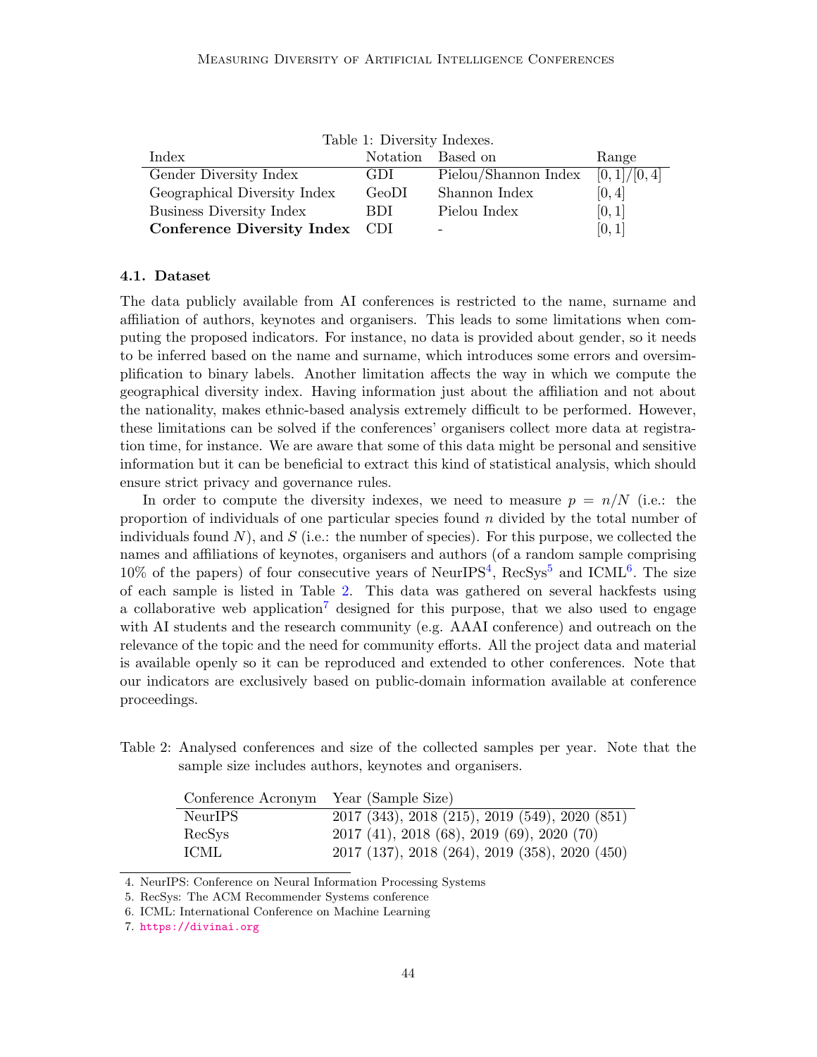Table 1: Diversity Indexes.

| Index | Notation | Based on | Range |
|---|---|---|---|
| Gender Diversity Index | GDI | Pielou/Shannon Index | $[0, 1]/[0, 4]$ |
| Geographical Diversity Index | GeoDI | Shannon Index | $[0, 4]$ |
| Business Diversity Index | BDI | Pielou Index | $[0, 1]$ |
| **Conference Diversity Index** | CDI | - | $[0, 1]$ |

### 4.1. Dataset

The data publicly available from AI conferences is restricted to the name, surname and affiliation of authors, keynotes and organisers. This leads to some limitations when computing the proposed indicators. For instance, no data is provided about gender, so it needs to be inferred based on the name and surname, which introduces some errors and oversimplification to binary labels. Another limitation affects the way in which we compute the geographical diversity index. Having information just about the affiliation and not about the nationality, makes ethnic-based analysis extremely difficult to be performed. However, these limitations can be solved if the conferences' organisers collect more data at registration time, for instance. We are aware that some of this data might be personal and sensitive information but it can be beneficial to extract this kind of statistical analysis, which should ensure strict privacy and governance rules.

In order to compute the diversity indexes, we need to measure $p = n/N$ (i.e.: the proportion of individuals of one particular species found $n$ divided by the total number of individuals found $N$), and $S$ (i.e.: the number of species). For this purpose, we collected the names and affiliations of keynotes, organisers and authors (of a random sample comprising 10% of the papers) of four consecutive years of NeurIPS[4], RecSys[5] and ICML[6]. The size of each sample is listed in Table 2. This data was gathered on several hackfests using a collaborative web application[7] designed for this purpose, that we also used to engage with AI students and the research community (e.g. AAAI conference) and outreach on the relevance of the topic and the need for community efforts. All the project data and material is available openly so it can be reproduced and extended to other conferences. Note that our indicators are exclusively based on public-domain information available at conference proceedings.

Table 2: Analysed conferences and size of the collected samples per year. Note that the sample size includes authors, keynotes and organisers.

| Conference Acronym | Year (Sample Size) |
|---|---|
| NeurIPS | 2017 (343), 2018 (215), 2019 (549), 2020 (851) |
| RecSys | 2017 (41), 2018 (68), 2019 (69), 2020 (70) |
| ICML | 2017 (137), 2018 (264), 2019 (358), 2020 (450) |

4. NeurIPS: Conference on Neural Information Processing Systems
5. RecSys: The ACM Recommender Systems conference
6. ICML: International Conference on Machine Learning
7. https://divinai.org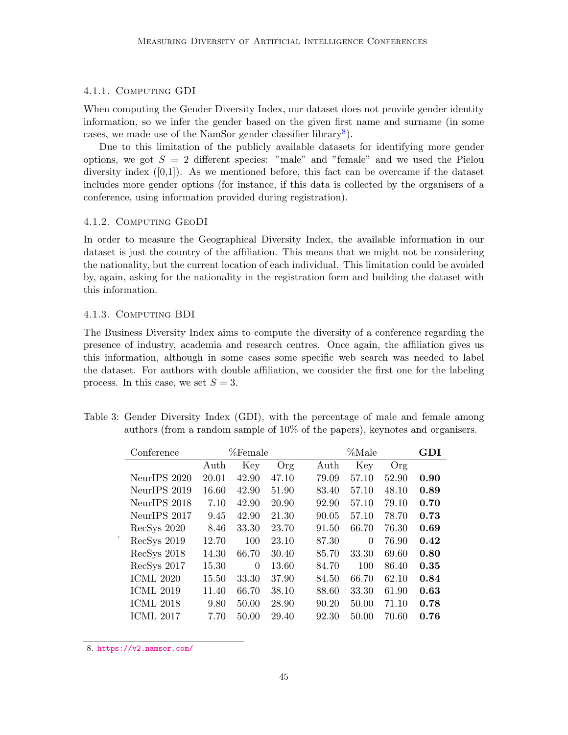#### 4.1.1. Computing GDI

When computing the Gender Diversity Index, our dataset does not provide gender identity information, so we infer the gender based on the given first name and surname (in some cases, we made use of the NamSor gender classifier library[8]).

Due to this limitation of the publicly available datasets for identifying more gender options, we got $S = 2$ different species: "male" and "female" and we used the Pielou diversity index ([0,1]). As we mentioned before, this fact can be overcame if the dataset includes more gender options (for instance, if this data is collected by the organisers of a conference, using information provided during registration).

#### 4.1.2. Computing GeoDI

In order to measure the Geographical Diversity Index, the available information in our dataset is just the country of the affiliation. This means that we might not be considering the nationality, but the current location of each individual. This limitation could be avoided by, again, asking for the nationality in the registration form and building the dataset with this information.

#### 4.1.3. Computing BDI

The Business Diversity Index aims to compute the diversity of a conference regarding the presence of industry, academia and research centres. Once again, the affiliation gives us this information, although in some cases some specific web search was needed to label the dataset. For authors with double affiliation, we consider the first one for the labeling process. In this case, we set $S = 3$.

Table 3: Gender Diversity Index (GDI), with the percentage of male and female among authors (from a random sample of 10% of the papers), keynotes and organisers.

| Conference | %Female | | | %Male | | | **GDI** |
|---|---|---|---|---|---|---|---|
| | Auth | Key | Org | Auth | Key | Org | |
| NeurIPS 2020 | 20.01 | 42.90 | 47.10 | 79.09 | 57.10 | 52.90 | **0.90** |
| NeurIPS 2019 | 16.60 | 42.90 | 51.90 | 83.40 | 57.10 | 48.10 | **0.89** |
| NeurIPS 2018 | 7.10 | 42.90 | 20.90 | 92.90 | 57.10 | 79.10 | **0.70** |
| NeurIPS 2017 | 9.45 | 42.90 | 21.30 | 90.05 | 57.10 | 78.70 | **0.73** |
| RecSys 2020 | 8.46 | 33.30 | 23.70 | 91.50 | 66.70 | 76.30 | **0.69** |
| RecSys 2019 | 12.70 | 100 | 23.10 | 87.30 | 0 | 76.90 | **0.42** |
| RecSys 2018 | 14.30 | 66.70 | 30.40 | 85.70 | 33.30 | 69.60 | **0.80** |
| RecSys 2017 | 15.30 | 0 | 13.60 | 84.70 | 100 | 86.40 | **0.35** |
| ICML 2020 | 15.50 | 33.30 | 37.90 | 84.50 | 66.70 | 62.10 | **0.84** |
| ICML 2019 | 11.40 | 66.70 | 38.10 | 88.60 | 33.30 | 61.90 | **0.63** |
| ICML 2018 | 9.80 | 50.00 | 28.90 | 90.20 | 50.00 | 71.10 | **0.78** |
| ICML 2017 | 7.70 | 50.00 | 29.40 | 92.30 | 50.00 | 70.60 | **0.76** |

8. https://v2.namsor.com/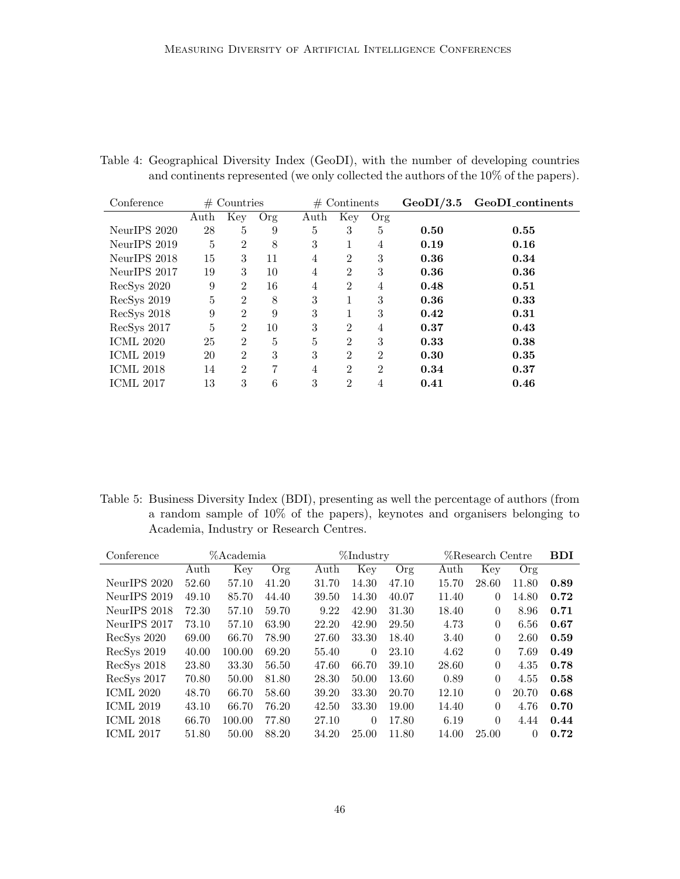Table 4: Geographical Diversity Index (GeoDI), with the number of developing countries and continents represented (we only collected the authors of the 10% of the papers).

| Conference | # Countries | | | # Continents | | | **GeoDI/3.5** | **GeoDI_continents** |
|---|---|---|---|---|---|---|---|---|
| | Auth | Key | Org | Auth | Key | Org | | |
| NeurIPS 2020 | 28 | 5 | 9 | 5 | 3 | 5 | **0.50** | **0.55** |
| NeurIPS 2019 | 5 | 2 | 8 | 3 | 1 | 4 | **0.19** | **0.16** |
| NeurIPS 2018 | 15 | 3 | 11 | 4 | 2 | 3 | **0.36** | **0.34** |
| NeurIPS 2017 | 19 | 3 | 10 | 4 | 2 | 3 | **0.36** | **0.36** |
| RecSys 2020 | 9 | 2 | 16 | 4 | 2 | 4 | **0.48** | **0.51** |
| RecSys 2019 | 5 | 2 | 8 | 3 | 1 | 3 | **0.36** | **0.33** |
| RecSys 2018 | 9 | 2 | 9 | 3 | 1 | 3 | **0.42** | **0.31** |
| RecSys 2017 | 5 | 2 | 10 | 3 | 2 | 4 | **0.37** | **0.43** |
| ICML 2020 | 25 | 2 | 5 | 5 | 2 | 3 | **0.33** | **0.38** |
| ICML 2019 | 20 | 2 | 3 | 3 | 2 | 2 | **0.30** | **0.35** |
| ICML 2018 | 14 | 2 | 7 | 4 | 2 | 2 | **0.34** | **0.37** |
| ICML 2017 | 13 | 3 | 6 | 3 | 2 | 4 | **0.41** | **0.46** |

Table 5: Business Diversity Index (BDI), presenting as well the percentage of authors (from a random sample of 10% of the papers), keynotes and organisers belonging to Academia, Industry or Research Centres.

| Conference | %Academia | | | %Industry | | | %Research Centre | | | **BDI** |
|---|---|---|---|---|---|---|---|---|---|---|
| | Auth | Key | Org | Auth | Key | Org | Auth | Key | Org | |
| NeurIPS 2020 | 52.60 | 57.10 | 41.20 | 31.70 | 14.30 | 47.10 | 15.70 | 28.60 | 11.80 | **0.89** |
| NeurIPS 2019 | 49.10 | 85.70 | 44.40 | 39.50 | 14.30 | 40.07 | 11.40 | 0 | 14.80 | **0.72** |
| NeurIPS 2018 | 72.30 | 57.10 | 59.70 | 9.22 | 42.90 | 31.30 | 18.40 | 0 | 8.96 | **0.71** |
| NeurIPS 2017 | 73.10 | 57.10 | 63.90 | 22.20 | 42.90 | 29.50 | 4.73 | 0 | 6.56 | **0.67** |
| RecSys 2020 | 69.00 | 66.70 | 78.90 | 27.60 | 33.30 | 18.40 | 3.40 | 0 | 2.60 | **0.59** |
| RecSys 2019 | 40.00 | 100.00 | 69.20 | 55.40 | 0 | 23.10 | 4.62 | 0 | 7.69 | **0.49** |
| RecSys 2018 | 23.80 | 33.30 | 56.50 | 47.60 | 66.70 | 39.10 | 28.60 | 0 | 4.35 | **0.78** |
| RecSys 2017 | 70.80 | 50.00 | 81.80 | 28.30 | 50.00 | 13.60 | 0.89 | 0 | 4.55 | **0.58** |
| ICML 2020 | 48.70 | 66.70 | 58.60 | 39.20 | 33.30 | 20.70 | 12.10 | 0 | 20.70 | **0.68** |
| ICML 2019 | 43.10 | 66.70 | 76.20 | 42.50 | 33.30 | 19.00 | 14.40 | 0 | 4.76 | **0.70** |
| ICML 2018 | 66.70 | 100.00 | 77.80 | 27.10 | 0 | 17.80 | 6.19 | 0 | 4.44 | **0.44** |
| ICML 2017 | 51.80 | 50.00 | 88.20 | 34.20 | 25.00 | 11.80 | 14.00 | 25.00 | 0 | **0.72** |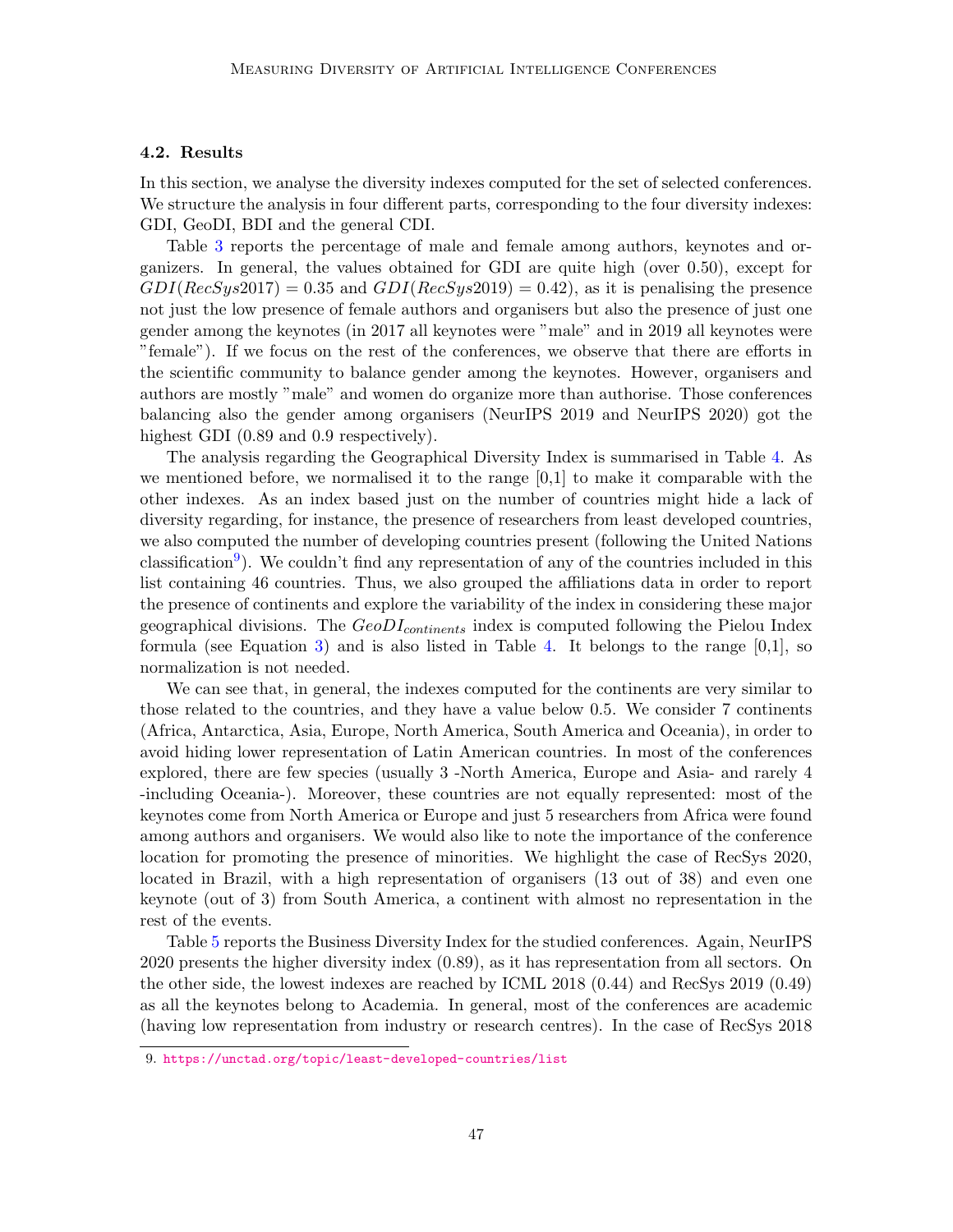### 4.2. Results

In this section, we analyse the diversity indexes computed for the set of selected conferences. We structure the analysis in four different parts, corresponding to the four diversity indexes: GDI, GeoDI, BDI and the general CDI.

Table 3 reports the percentage of male and female among authors, keynotes and organizers. In general, the values obtained for GDI are quite high (over 0.50), except for $GDI(RecSys2017) = 0.35$ and $GDI(RecSys2019) = 0.42$), as it is penalising the presence not just the low presence of female authors and organisers but also the presence of just one gender among the keynotes (in 2017 all keynotes were "male" and in 2019 all keynotes were "female"). If we focus on the rest of the conferences, we observe that there are efforts in the scientific community to balance gender among the keynotes. However, organisers and authors are mostly "male" and women do organize more than authorise. Those conferences balancing also the gender among organisers (NeurIPS 2019 and NeurIPS 2020) got the highest GDI (0.89 and 0.9 respectively).

The analysis regarding the Geographical Diversity Index is summarised in Table 4. As we mentioned before, we normalised it to the range [0,1] to make it comparable with the other indexes. As an index based just on the number of countries might hide a lack of diversity regarding, for instance, the presence of researchers from least developed countries, we also computed the number of developing countries present (following the United Nations classification[9]). We couldn't find any representation of any of the countries included in this list containing 46 countries. Thus, we also grouped the affiliations data in order to report the presence of continents and explore the variability of the index in considering these major geographical divisions. The $GeoDI_{continents}$ index is computed following the Pielou Index formula (see Equation 3) and is also listed in Table 4. It belongs to the range [0,1], so normalization is not needed.

We can see that, in general, the indexes computed for the continents are very similar to those related to the countries, and they have a value below 0.5. We consider 7 continents (Africa, Antarctica, Asia, Europe, North America, South America and Oceania), in order to avoid hiding lower representation of Latin American countries. In most of the conferences explored, there are few species (usually 3 -North America, Europe and Asia- and rarely 4 -including Oceania-). Moreover, these countries are not equally represented: most of the keynotes come from North America or Europe and just 5 researchers from Africa were found among authors and organisers. We would also like to note the importance of the conference location for promoting the presence of minorities. We highlight the case of RecSys 2020, located in Brazil, with a high representation of organisers (13 out of 38) and even one keynote (out of 3) from South America, a continent with almost no representation in the rest of the events.

Table 5 reports the Business Diversity Index for the studied conferences. Again, NeurIPS 2020 presents the higher diversity index (0.89), as it has representation from all sectors. On the other side, the lowest indexes are reached by ICML 2018 (0.44) and RecSys 2019 (0.49) as all the keynotes belong to Academia. In general, most of the conferences are academic (having low representation from industry or research centres). In the case of RecSys 2018

9. https://unctad.org/topic/least-developed-countries/list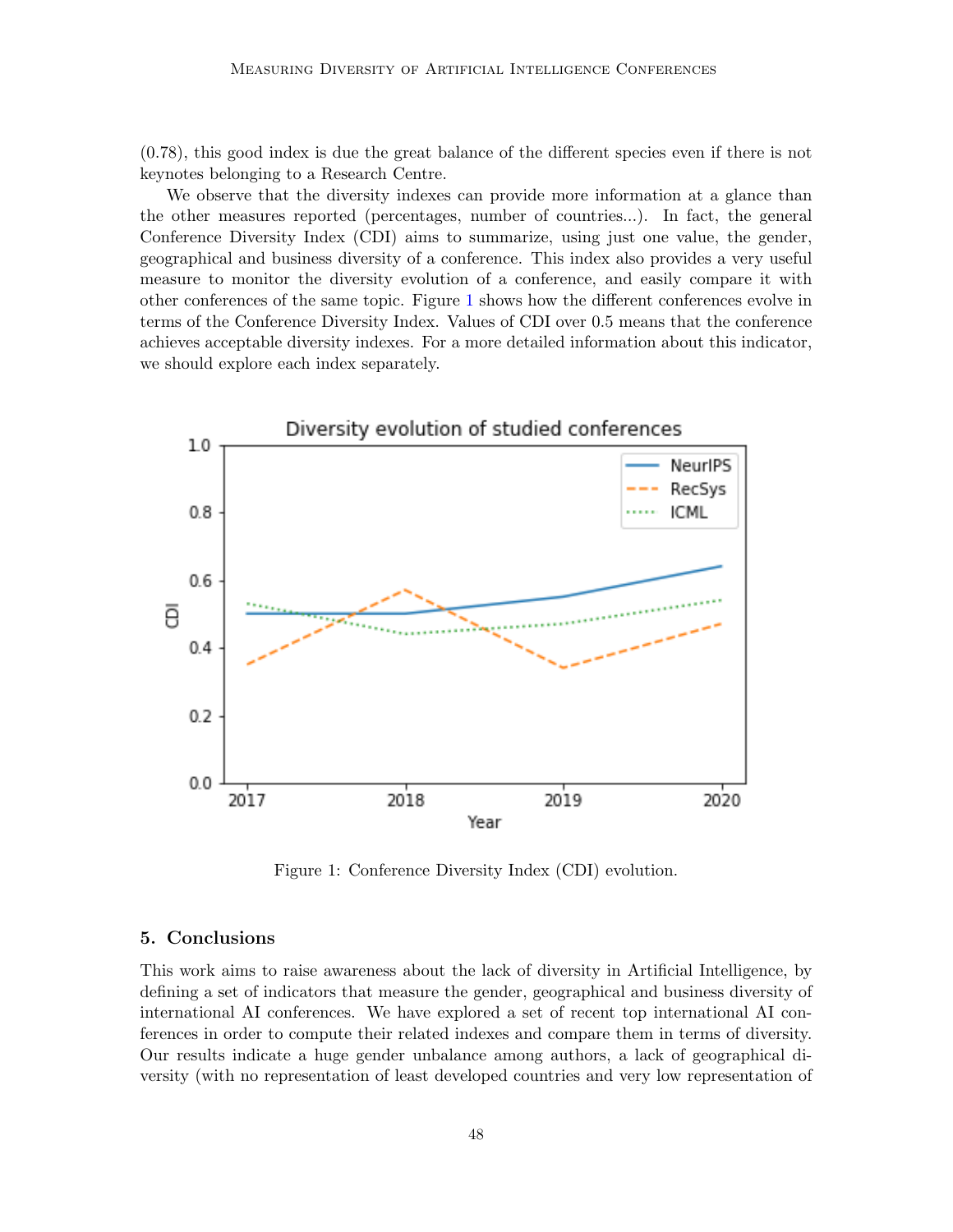(0.78), this good index is due the great balance of the different species even if there is not keynotes belonging to a Research Centre.

We observe that the diversity indexes can provide more information at a glance than the other measures reported (percentages, number of countries...). In fact, the general Conference Diversity Index (CDI) aims to summarize, using just one value, the gender, geographical and business diversity of a conference. This index also provides a very useful measure to monitor the diversity evolution of a conference, and easily compare it with other conferences of the same topic. Figure 1 shows how the different conferences evolve in terms of the Conference Diversity Index. Values of CDI over 0.5 means that the conference achieves acceptable diversity indexes. For a more detailed information about this indicator, we should explore each index separately.

Figure 1: Conference Diversity Index (CDI) evolution.

## 5. Conclusions

This work aims to raise awareness about the lack of diversity in Artificial Intelligence, by defining a set of indicators that measure the gender, geographical and business diversity of international AI conferences. We have explored a set of recent top international AI conferences in order to compute their related indexes and compare them in terms of diversity. Our results indicate a huge gender unbalance among authors, a lack of geographical diversity (with no representation of least developed countries and very low representation of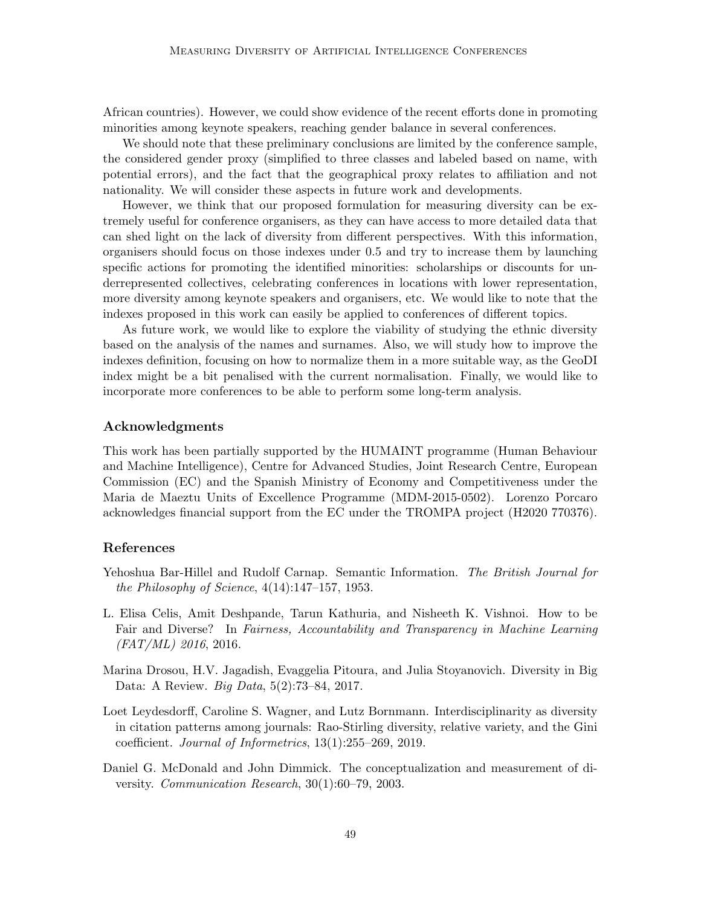African countries). However, we could show evidence of the recent efforts done in promoting minorities among keynote speakers, reaching gender balance in several conferences.

We should note that these preliminary conclusions are limited by the conference sample, the considered gender proxy (simplified to three classes and labeled based on name, with potential errors), and the fact that the geographical proxy relates to affiliation and not nationality. We will consider these aspects in future work and developments.

However, we think that our proposed formulation for measuring diversity can be extremely useful for conference organisers, as they can have access to more detailed data that can shed light on the lack of diversity from different perspectives. With this information, organisers should focus on those indexes under 0.5 and try to increase them by launching specific actions for promoting the identified minorities: scholarships or discounts for underrepresented collectives, celebrating conferences in locations with lower representation, more diversity among keynote speakers and organisers, etc. We would like to note that the indexes proposed in this work can easily be applied to conferences of different topics.

As future work, we would like to explore the viability of studying the ethnic diversity based on the analysis of the names and surnames. Also, we will study how to improve the indexes definition, focusing on how to normalize them in a more suitable way, as the GeoDI index might be a bit penalised with the current normalisation. Finally, we would like to incorporate more conferences to be able to perform some long-term analysis.

## Acknowledgments

This work has been partially supported by the HUMAINT programme (Human Behaviour and Machine Intelligence), Centre for Advanced Studies, Joint Research Centre, European Commission (EC) and the Spanish Ministry of Economy and Competitiveness under the Maria de Maeztu Units of Excellence Programme (MDM-2015-0502). Lorenzo Porcaro acknowledges financial support from the EC under the TROMPA project (H2020 770376).

## References

Yehoshua Bar-Hillel and Rudolf Carnap. Semantic Information. *The British Journal for the Philosophy of Science*, 4(14):147–157, 1953.

L. Elisa Celis, Amit Deshpande, Tarun Kathuria, and Nisheeth K. Vishnoi. How to be Fair and Diverse? In *Fairness, Accountability and Transparency in Machine Learning (FAT/ML) 2016*, 2016.

Marina Drosou, H.V. Jagadish, Evaggelia Pitoura, and Julia Stoyanovich. Diversity in Big Data: A Review. *Big Data*, 5(2):73–84, 2017.

Loet Leydesdorff, Caroline S. Wagner, and Lutz Bornmann. Interdisciplinarity as diversity in citation patterns among journals: Rao-Stirling diversity, relative variety, and the Gini coefficient. *Journal of Informetrics*, 13(1):255–269, 2019.

Daniel G. McDonald and John Dimmick. The conceptualization and measurement of diversity. *Communication Research*, 30(1):60–79, 2003.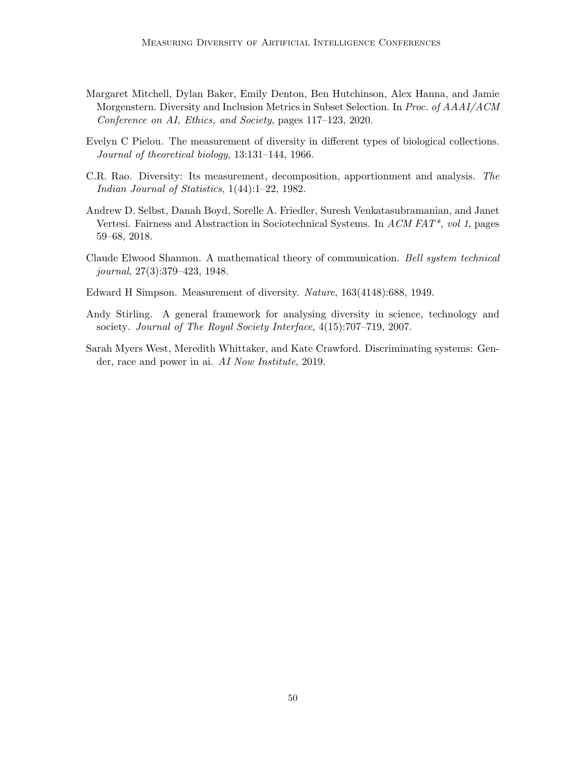Margaret Mitchell, Dylan Baker, Emily Denton, Ben Hutchinson, Alex Hanna, and Jamie Morgenstern. Diversity and Inclusion Metrics in Subset Selection. In *Proc. of AAAI/ACM Conference on AI, Ethics, and Society*, pages 117–123, 2020.

Evelyn C Pielou. The measurement of diversity in different types of biological collections. *Journal of theoretical biology*, 13:131–144, 1966.

C.R. Rao. Diversity: Its measurement, decomposition, apportionment and analysis. *The Indian Journal of Statistics*, 1(44):1–22, 1982.

Andrew D. Selbst, Danah Boyd, Sorelle A. Friedler, Suresh Venkatasubramanian, and Janet Vertesi. Fairness and Abstraction in Sociotechnical Systems. In *ACM FAT\*, vol 1*, pages 59–68, 2018.

Claude Elwood Shannon. A mathematical theory of communication. *Bell system technical journal*, 27(3):379–423, 1948.

Edward H Simpson. Measurement of diversity. *Nature*, 163(4148):688, 1949.

Andy Stirling. A general framework for analysing diversity in science, technology and society. *Journal of The Royal Society Interface*, 4(15):707–719, 2007.

Sarah Myers West, Meredith Whittaker, and Kate Crawford. Discriminating systems: Gender, race and power in ai. *AI Now Institute*, 2019.